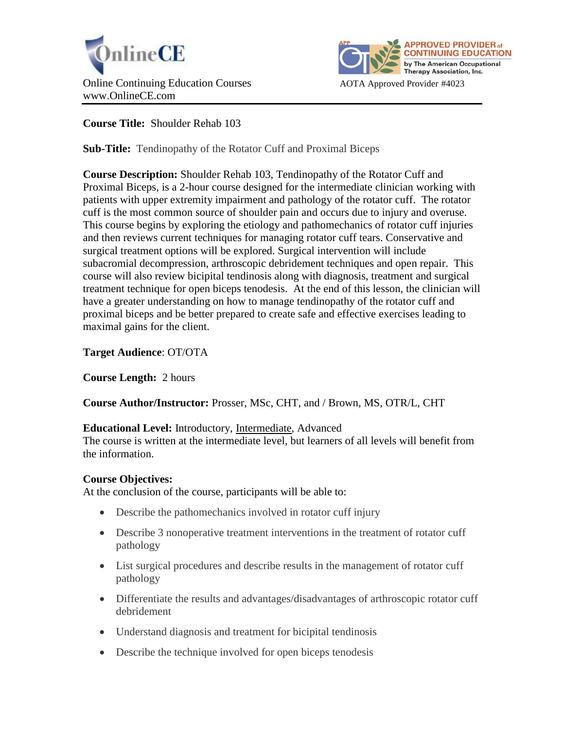OnlineCE

Online Continuing Education Courses
www.OnlineCE.com

APPROVED PROVIDER of CONTINUING EDUCATION by The American Occupational Therapy Association, Inc.

AOTA Approved Provider #4023

**Course Title:** Shoulder Rehab 103

**Sub-Title:** Tendinopathy of the Rotator Cuff and Proximal Biceps

**Course Description:** Shoulder Rehab 103, Tendinopathy of the Rotator Cuff and Proximal Biceps, is a 2-hour course designed for the intermediate clinician working with patients with upper extremity impairment and pathology of the rotator cuff. The rotator cuff is the most common source of shoulder pain and occurs due to injury and overuse. This course begins by exploring the etiology and pathomechanics of rotator cuff injuries and then reviews current techniques for managing rotator cuff tears. Conservative and surgical treatment options will be explored. Surgical intervention will include subacromial decompression, arthroscopic debridement techniques and open repair. This course will also review bicipital tendinosis along with diagnosis, treatment and surgical treatment technique for open biceps tenodesis. At the end of this lesson, the clinician will have a greater understanding on how to manage tendinopathy of the rotator cuff and proximal biceps and be better prepared to create safe and effective exercises leading to maximal gains for the client.

**Target Audience**: OT/OTA

**Course Length:** 2 hours

**Course Author/Instructor:** Prosser, MSc, CHT, and / Brown, MS, OTR/L, CHT

**Educational Level:** Introductory, <u>Intermediate</u>, Advanced
The course is written at the intermediate level, but learners of all levels will benefit from the information.

**Course Objectives:**
At the conclusion of the course, participants will be able to:

- Describe the pathomechanics involved in rotator cuff injury
- Describe 3 nonoperative treatment interventions in the treatment of rotator cuff pathology
- List surgical procedures and describe results in the management of rotator cuff pathology
- Differentiate the results and advantages/disadvantages of arthroscopic rotator cuff debridement
- Understand diagnosis and treatment for bicipital tendinosis
- Describe the technique involved for open biceps tenodesis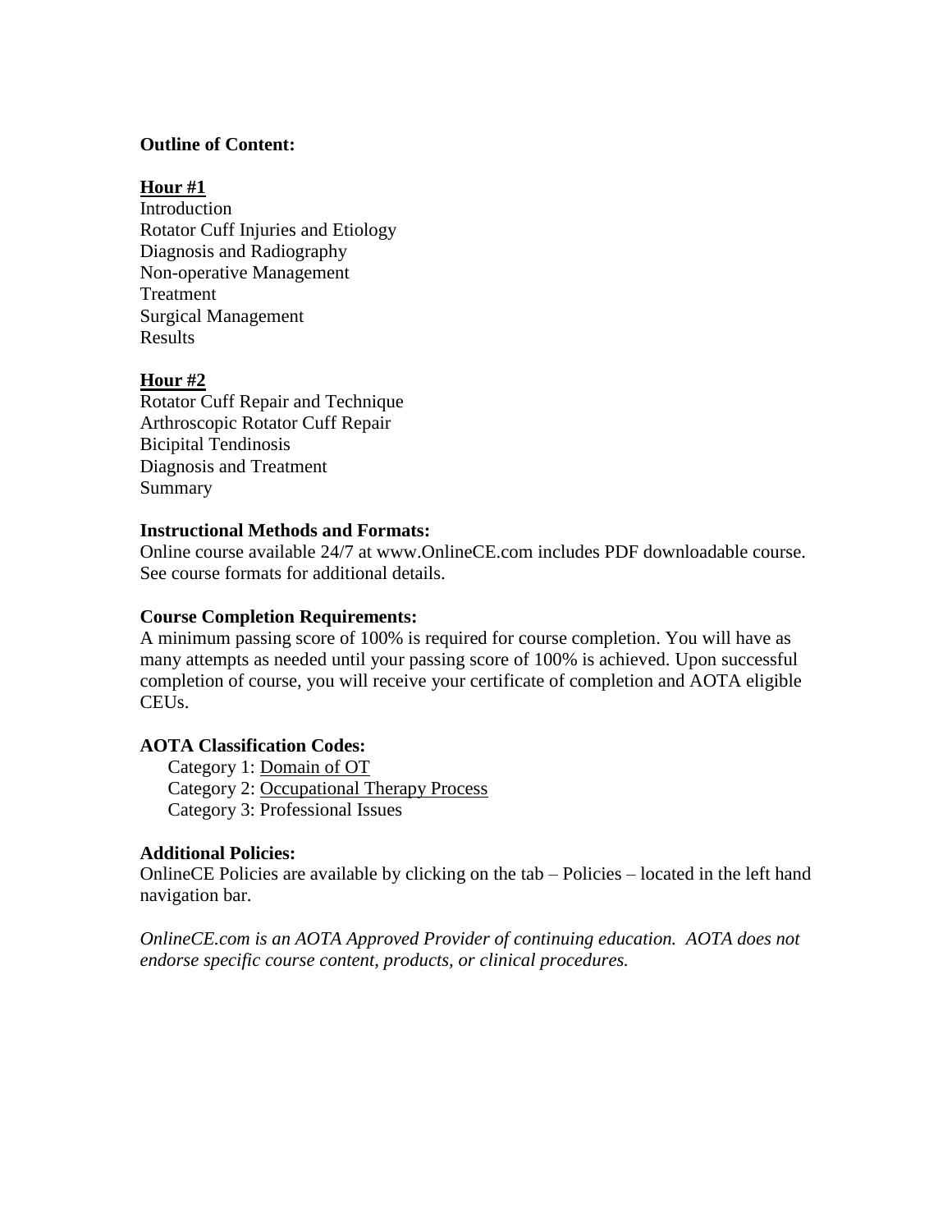**Outline of Content:**

**Hour #1**

Introduction
Rotator Cuff Injuries and Etiology
Diagnosis and Radiography
Non-operative Management
Treatment
Surgical Management
Results

**Hour #2**

Rotator Cuff Repair and Technique
Arthroscopic Rotator Cuff Repair
Bicipital Tendinosis
Diagnosis and Treatment
Summary

**Instructional Methods and Formats:**
Online course available 24/7 at www.OnlineCE.com includes PDF downloadable course. See course formats for additional details.

**Course Completion Requirements:**
A minimum passing score of 100% is required for course completion. You will have as many attempts as needed until your passing score of 100% is achieved. Upon successful completion of course, you will receive your certificate of completion and AOTA eligible CEUs.

**AOTA Classification Codes:**

Category 1: Domain of OT
Category 2: Occupational Therapy Process
Category 3: Professional Issues

**Additional Policies:**
OnlineCE Policies are available by clicking on the tab – Policies – located in the left hand navigation bar.

*OnlineCE.com is an AOTA Approved Provider of continuing education. AOTA does not endorse specific course content, products, or clinical procedures.*